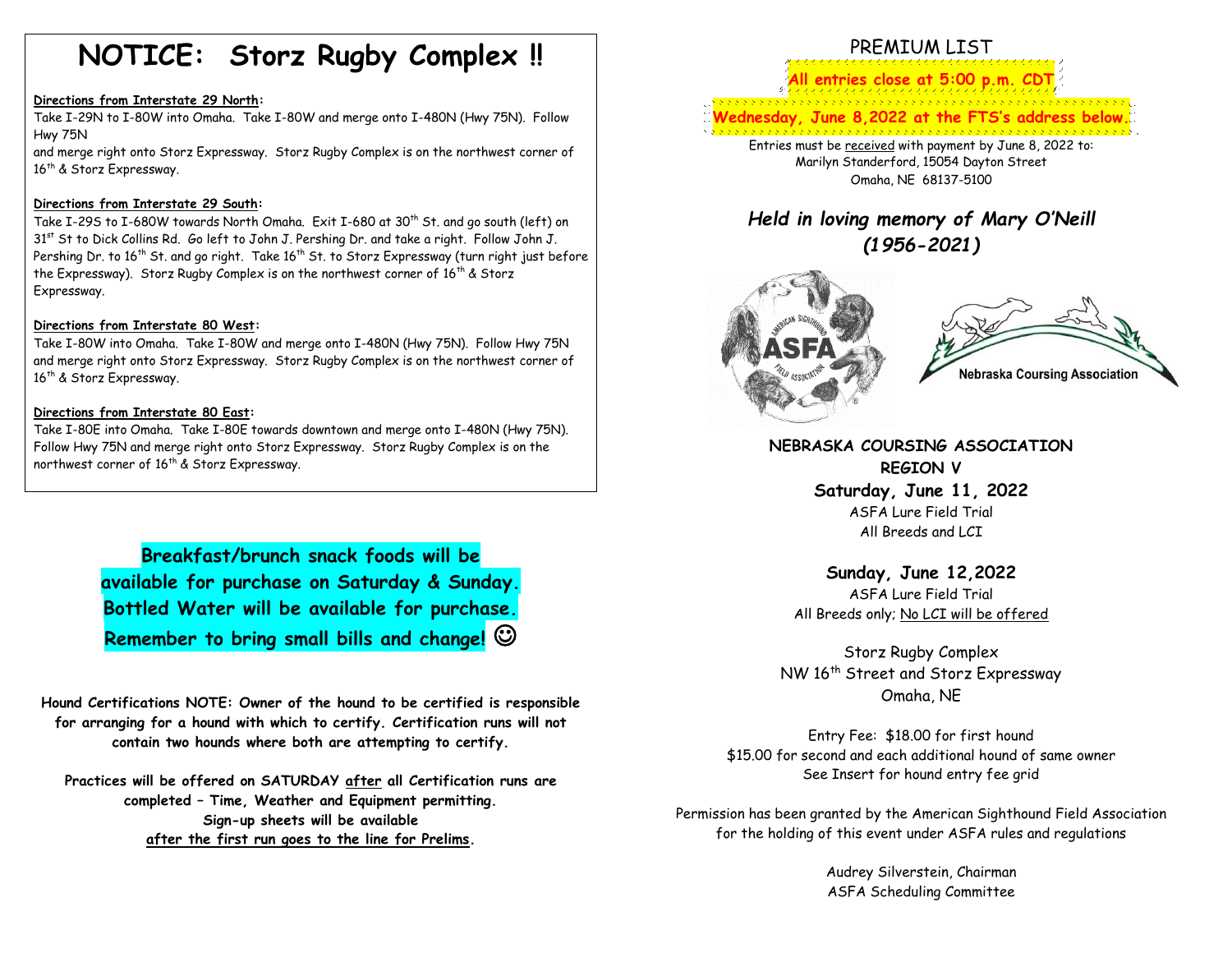# NOTICE: Storz Rugby Complex !!

**Directions from Interstate 29 North:**

Take I-29N to I-80W into Omaha. Take I-80W and merge onto I-480N (Hwy 75N). Follow Hwy 75N and merge right onto Storz Expressway. Storz Rugby Complex is on the northwest corner of 16th & Storz Expressway.

**Directions from Interstate 29 South:**

Take I-29S to I-680W towards North Omaha. Exit I-680 at 30th St. and go south (left) on 31st St to Dick Collins Rd. Go left to John J. Pershing Dr. and take a right. Follow John J. Pershing Dr. to 16th St. and go right. Take 16th St. to Storz Expressway (turn right just before the Expressway). Storz Rugby Complex is on the northwest corner of 16th & Storz Expressway.

**Directions from Interstate 80 West:**

Take I-80W into Omaha. Take I-80W and merge onto I-480N (Hwy 75N). Follow Hwy 75N and merge right onto Storz Expressway. Storz Rugby Complex is on the northwest corner of 16th & Storz Expressway.

**Directions from Interstate 80 East:**

Take I-80E into Omaha. Take I-80E towards downtown and merge onto I-480N (Hwy 75N). Follow Hwy 75N and merge right onto Storz Expressway. Storz Rugby Complex is on the northwest corner of 16th & Storz Expressway.

**Breakfast/brunch snack foods will be available for purchase on Saturday & Sunday. Bottled Water will be available for purchase. Remember to bring small bills and change! ☺**

**Hound Certifications NOTE: Owner of the hound to be certified is responsible for arranging for a hound with which to certify. Certification runs will not contain two hounds where both are attempting to certify.**

**Practices will be offered on SATURDAY after all Certification runs are completed – Time, Weather and Equipment permitting. Sign-up sheets will be available after the first run goes to the line for Prelims.**

## PREMIUM LIST

**All entries close at 5:00 p.m. CDT**

**Wednesday, June 8,2022 at the FTS's address below.**

Entries must be received with payment by June 8, 2022 to:
Marilyn Standerford, 15054 Dayton Street
Omaha, NE 68137-5100

***Held in loving memory of Mary O'Neill (1956-2021)***

**NEBRASKA COURSING ASSOCIATION**
**REGION V**

**Saturday, June 11, 2022**
ASFA Lure Field Trial
All Breeds and LCI

**Sunday, June 12,2022**
ASFA Lure Field Trial
All Breeds only; No LCI will be offered

Storz Rugby Complex
NW 16th Street and Storz Expressway
Omaha, NE

Entry Fee: $18.00 for first hound
$15.00 for second and each additional hound of same owner
See Insert for hound entry fee grid

Permission has been granted by the American Sighthound Field Association for the holding of this event under ASFA rules and regulations

Audrey Silverstein, Chairman
ASFA Scheduling Committee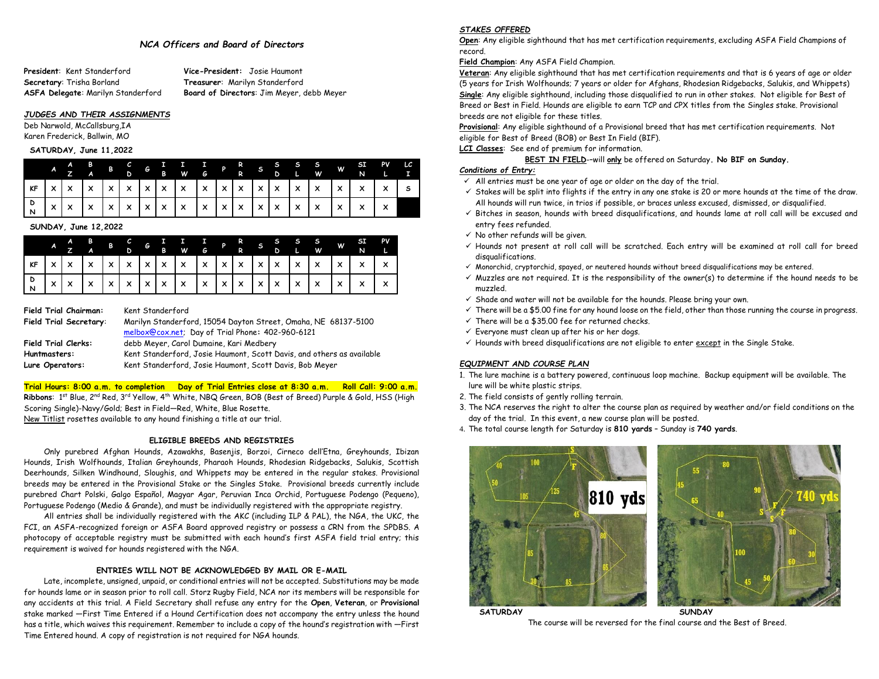*NCA Officers and Board of Directors*

**President**: Kent Standerford
**Vice-President:** Josie Haumont
**Secretary**: Trisha Borland
**Treasurer**: Marilyn Standerford
**ASFA Delegate**: Marilyn Standerford
**Board of Directors**: Jim Meyer, debb Meyer

***JUDGES AND THEIR ASSIGNMENTS***

Deb Narwold, McCallsburg,IA
Karen Frederick, Ballwin, MO

**SATURDAY, June 11,2022**

| | A | AZ | BA | B | CD | G | IB | IW | IG | P | RR | S | SD | SL | SW | W | SIN | PVL | LCI |
|---|---|---|---|---|---|---|---|---|---|---|---|---|---|---|---|---|---|---|---|
| KF | X | X | X | X | X | X | X | X | X | X | X | X | X | X | X | X | X | X | S |
| DN | X | X | X | X | X | X | X | X | X | X | X | X | X | X | X | X | X | X | |

**SUNDAY, June 12,2022**

| | A | AZ | BA | B | CD | G | IB | IW | IG | P | RR | S | SD | SL | SW | W | SIN | PVL |
|---|---|---|---|---|---|---|---|---|---|---|---|---|---|---|---|---|---|---|
| KF | X | X | X | X | X | X | X | X | X | X | X | X | X | X | X | X | X | X |
| DN | X | X | X | X | X | X | X | X | X | X | X | X | X | X | X | X | X | X |

**Field Trial Chairman:** Kent Standerford
**Field Trial Secretary**: Marilyn Standerford, 15054 Dayton Street, Omaha, NE 68137-5100
melbox@cox.net; Day of Trial Phone: 402-960-6121
**Field Trial Clerks:** debb Meyer, Carol Dumaine, Kari Medbery
**Huntmasters:** Kent Standerford, Josie Haumont, Scott Davis, and others as available
**Lure Operators:** Kent Standerford, Josie Haumont, Scott Davis, Bob Meyer

**Trial Hours: 8:00 a.m. to completion Day of Trial Entries close at 8:30 a.m. Roll Call: 9:00 a.m.**

**Ribbons**: 1st Blue, 2nd Red, 3rd Yellow, 4th White, NBQ Green, BOB (Best of Breed) Purple & Gold, HSS (High Scoring Single)-Navy/Gold; Best in Field—Red, White, Blue Rosette.
New Titlist rosettes available to any hound finishing a title at our trial.

**ELIGIBLE BREEDS AND REGISTRIES**

Only purebred Afghan Hounds, Azawakhs, Basenjis, Borzoi, Cirneco dell'Etna, Greyhounds, Ibizan Hounds, Irish Wolfhounds, Italian Greyhounds, Pharaoh Hounds, Rhodesian Ridgebacks, Salukis, Scottish Deerhounds, Silken Windhound, Sloughis, and Whippets may be entered in the regular stakes. Provisional breeds may be entered in the Provisional Stake or the Singles Stake. Provisional breeds currently include purebred Chart Polski, Galgo Español, Magyar Agar, Peruvian Inca Orchid, Portuguese Podengo (Pequeno), Portuguese Podengo (Medio & Grande), and must be individually registered with the appropriate registry.

All entries shall be individually registered with the AKC (including ILP & PAL), the NGA, the UKC, the FCI, an ASFA-recognized foreign or ASFA Board approved registry or possess a CRN from the SPDBS. A photocopy of acceptable registry must be submitted with each hound's first ASFA field trial entry; this requirement is waived for hounds registered with the NGA.

**ENTRIES WILL NOT BE ACKNOWLEDGED BY MAIL OR E-MAIL**

Late, incomplete, unsigned, unpaid, or conditional entries will not be accepted. Substitutions may be made for hounds lame or in season prior to roll call. Storz Rugby Field, NCA nor its members will be responsible for any accidents at this trial. A Field Secretary shall refuse any entry for the **Open**, **Veteran**, or **Provisional** stake marked —First Time Entered if a Hound Certification does not accompany the entry unless the hound has a title, which waives this requirement. Remember to include a copy of the hound's registration with —First Time Entered hound. A copy of registration is not required for NGA hounds.

***STAKES OFFERED***

**Open**: Any eligible sighthound that has met certification requirements, excluding ASFA Field Champions of record.

**Field Champion**: Any ASFA Field Champion.

**Veteran**: Any eligible sighthound that has met certification requirements and that is 6 years of age or older (5 years for Irish Wolfhounds; 7 years or older for Afghans, Rhodesian Ridgebacks, Salukis, and Whippets)

**Single**: Any eligible sighthound, including those disqualified to run in other stakes. Not eligible for Best of Breed or Best in Field. Hounds are eligible to earn TCP and CPX titles from the Singles stake. Provisional breeds are not eligible for these titles.

**Provisional**: Any eligible sighthound of a Provisional breed that has met certification requirements. Not eligible for Best of Breed (BOB) or Best In Field (BIF).

**LCI Classes**: See end of premium for information.

**BEST IN FIELD**--will **only** be offered on Saturday**. No BIF on Sunday.**

***Conditions of Entry:***

- ✓ All entries must be one year of age or older on the day of the trial.
- ✓ Stakes will be split into flights if the entry in any one stake is 20 or more hounds at the time of the draw. All hounds will run twice, in trios if possible, or braces unless excused, dismissed, or disqualified.
- ✓ Bitches in season, hounds with breed disqualifications, and hounds lame at roll call will be excused and entry fees refunded.
- ✓ No other refunds will be given.
- ✓ Hounds not present at roll call will be scratched. Each entry will be examined at roll call for breed disqualifications.
- ✓ Monorchid, cryptorchid, spayed, or neutered hounds without breed disqualifications may be entered.
- ✓ Muzzles are not required. It is the responsibility of the owner(s) to determine if the hound needs to be muzzled.
- ✓ Shade and water will not be available for the hounds. Please bring your own.
- ✓ There will be a $5.00 fine for any hound loose on the field, other than those running the course in progress.
- ✓ There will be a $35.00 fee for returned checks.
- ✓ Everyone must clean up after his or her dogs.
- ✓ Hounds with breed disqualifications are not eligible to enter except in the Single Stake.

***EQUIPMENT AND COURSE PLAN***

1. The lure machine is a battery powered, continuous loop machine. Backup equipment will be available. The lure will be white plastic strips.
2. The field consists of gently rolling terrain.
3. The NCA reserves the right to alter the course plan as required by weather and/or field conditions on the day of the trial. In this event, a new course plan will be posted.
4. The total course length for Saturday is **810 yards** – Sunday is **740 yards**.

**SATURDAY** **SUNDAY**

The course will be reversed for the final course and the Best of Breed.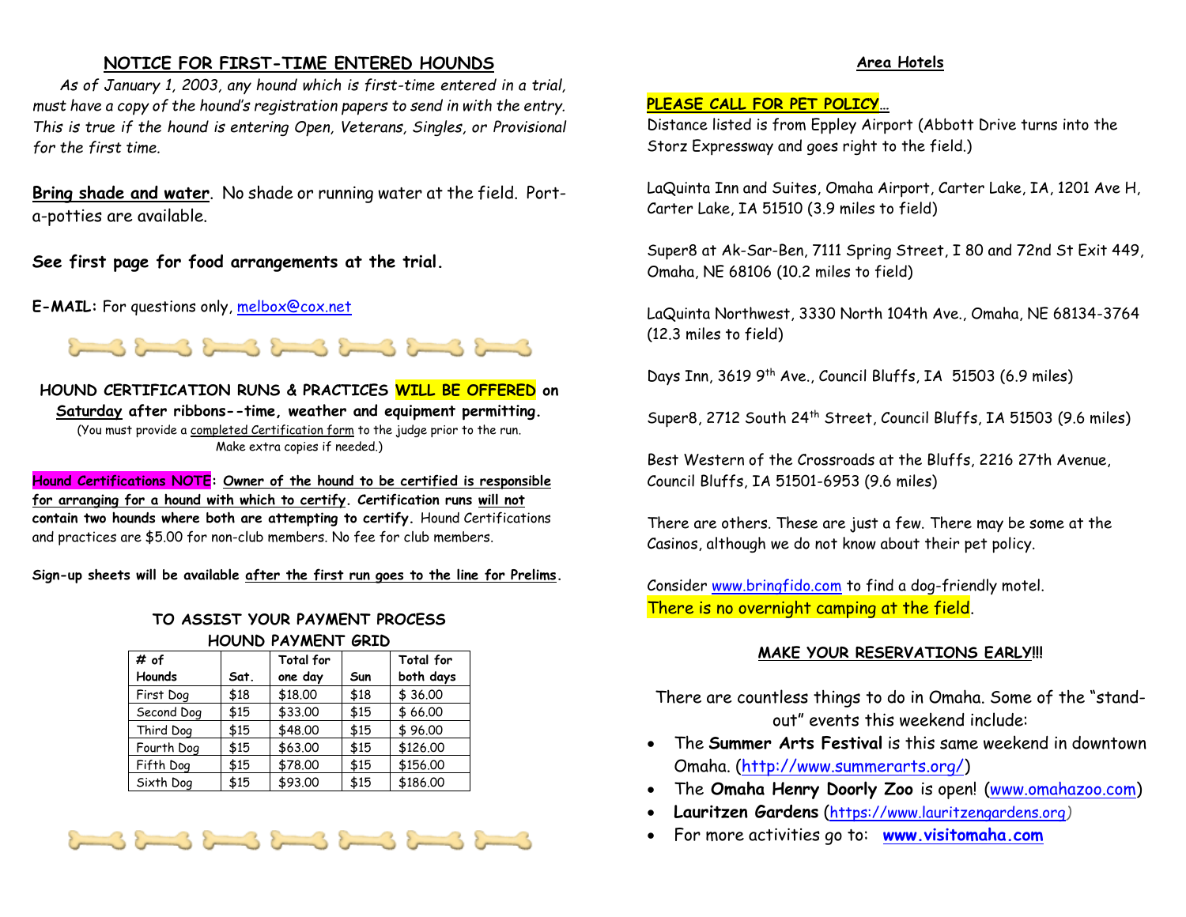## NOTICE FOR FIRST-TIME ENTERED HOUNDS

*As of January 1, 2003, any hound which is first-time entered in a trial, must have a copy of the hound's registration papers to send in with the entry. This is true if the hound is entering Open, Veterans, Singles, or Provisional for the first time.*

**Bring shade and water**. No shade or running water at the field. Port-a-potties are available.

**See first page for food arrangements at the trial.**

**E-MAIL:** For questions only, melbox@cox.net

**HOUND CERTIFICATION RUNS & PRACTICES WILL BE OFFERED on Saturday after ribbons--time, weather and equipment permitting.**

(You must provide a completed Certification form to the judge prior to the run. Make extra copies if needed.)

**Hound Certifications NOTE: Owner of the hound to be certified is responsible for arranging for a hound with which to certify. Certification runs will not contain two hounds where both are attempting to certify.** Hound Certifications and practices are $5.00 for non-club members. No fee for club members.

**Sign-up sheets will be available after the first run goes to the line for Prelims.**

### TO ASSIST YOUR PAYMENT PROCESS
### HOUND PAYMENT GRID

| # of Hounds | Sat. | Total for one day | Sun | Total for both days |
|---|---|---|---|---|
| First Dog | $18 | $18.00 | $18 | $ 36.00 |
| Second Dog | $15 | $33.00 | $15 | $ 66.00 |
| Third Dog | $15 | $48.00 | $15 | $ 96.00 |
| Fourth Dog | $15 | $63.00 | $15 | $126.00 |
| Fifth Dog | $15 | $78.00 | $15 | $156.00 |
| Sixth Dog | $15 | $93.00 | $15 | $186.00 |

## Area Hotels

**PLEASE CALL FOR PET POLICY…**

Distance listed is from Eppley Airport (Abbott Drive turns into the Storz Expressway and goes right to the field.)

LaQuinta Inn and Suites, Omaha Airport, Carter Lake, IA, 1201 Ave H, Carter Lake, IA 51510 (3.9 miles to field)

Super8 at Ak-Sar-Ben, 7111 Spring Street, I 80 and 72nd St Exit 449, Omaha, NE 68106 (10.2 miles to field)

LaQuinta Northwest, 3330 North 104th Ave., Omaha, NE 68134-3764 (12.3 miles to field)

Days Inn, 3619 9th Ave., Council Bluffs, IA 51503 (6.9 miles)

Super8, 2712 South 24th Street, Council Bluffs, IA 51503 (9.6 miles)

Best Western of the Crossroads at the Bluffs, 2216 27th Avenue, Council Bluffs, IA 51501-6953 (9.6 miles)

There are others. These are just a few. There may be some at the Casinos, although we do not know about their pet policy.

Consider www.bringfido.com to find a dog-friendly motel.
There is no overnight camping at the field.

**MAKE YOUR RESERVATIONS EARLY!!!**

There are countless things to do in Omaha. Some of the "stand-out" events this weekend include:

- The **Summer Arts Festival** is this same weekend in downtown Omaha. (http://www.summerarts.org/)
- The **Omaha Henry Doorly Zoo** is open! (www.omahazoo.com)
- **Lauritzen Gardens** (https://www.lauritzengardens.org)
- For more activities go to: **www.visitomaha.com**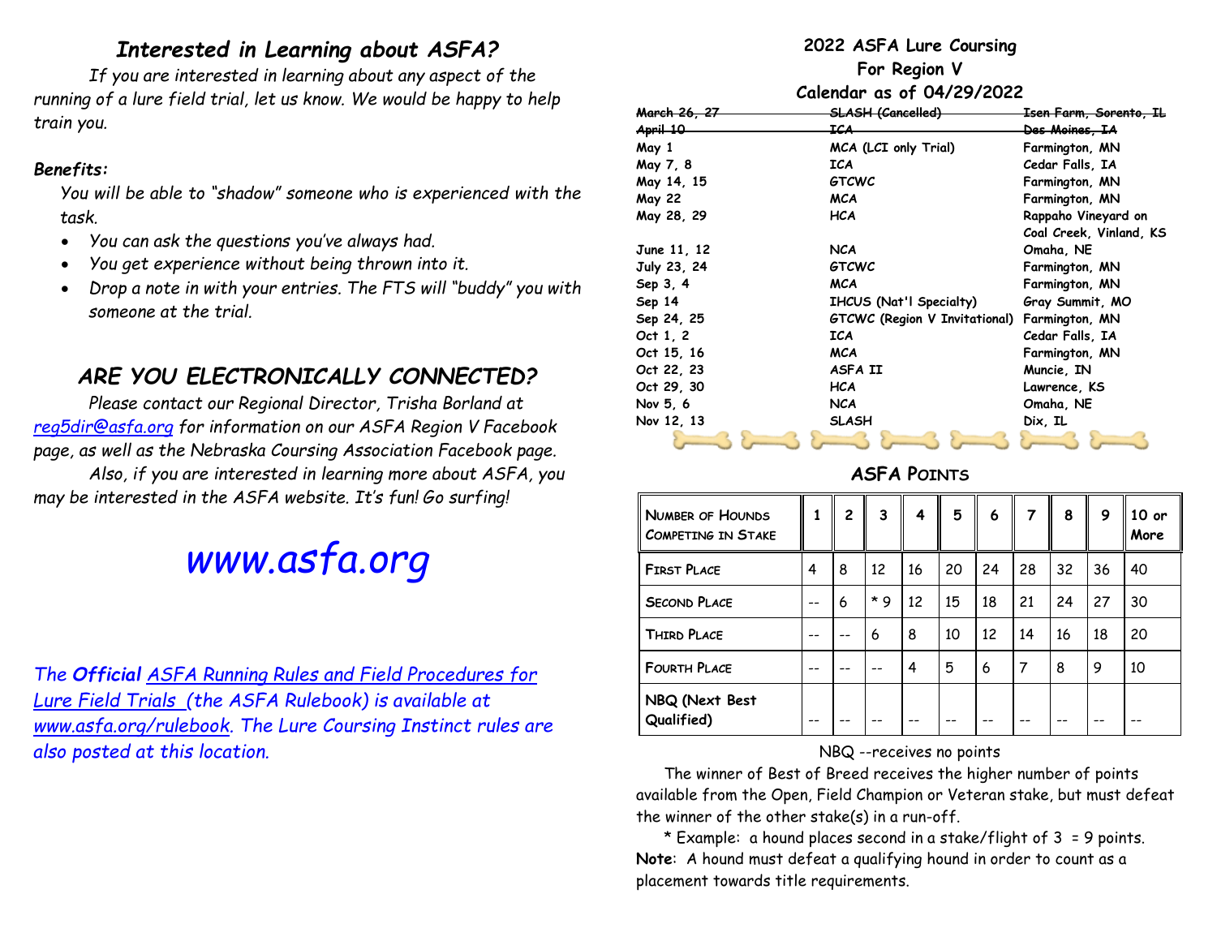## *Interested in Learning about ASFA?*

*If you are interested in learning about any aspect of the running of a lure field trial, let us know. We would be happy to help train you.*

***Benefits:***

*You will be able to "shadow" someone who is experienced with the task.*

- *You can ask the questions you've always had.*
- *You get experience without being thrown into it.*
- *Drop a note in with your entries. The FTS will "buddy" you with someone at the trial.*

## *ARE YOU ELECTRONICALLY CONNECTED?*

*Please contact our Regional Director, Trisha Borland at [reg5dir@asfa.org](mailto:reg5dir@asfa.org) for information on our ASFA Region V Facebook page, as well as the Nebraska Coursing Association Facebook page.*

*Also, if you are interested in learning more about ASFA, you may be interested in the ASFA website. It's fun! Go surfing!*

# *www.asfa.org*

*The **Official** ASFA Running Rules and Field Procedures for Lure Field Trials (the ASFA Rulebook) is available at www.asfa.org/rulebook. The Lure Coursing Instinct rules are also posted at this location.*

## 2022 ASFA Lure Coursing For Region V Calendar as of 04/29/2022

| Date | Club | Location |
|---|---|---|
| ~~March 26, 27~~ | ~~SLASH (Cancelled)~~ | ~~Isen Farm, Sorento, IL~~ |
| ~~April 10~~ | ~~ICA~~ | ~~Des Moines, IA~~ |
| May 1 | MCA (LCI only Trial) | Farmington, MN |
| May 7, 8 | ICA | Cedar Falls, IA |
| May 14, 15 | GTCWC | Farmington, MN |
| May 22 | MCA | Farmington, MN |
| May 28, 29 | HCA | Rappaho Vineyard on Coal Creek, Vinland, KS |
| June 11, 12 | NCA | Omaha, NE |
| July 23, 24 | GTCWC | Farmington, MN |
| Sep 3, 4 | MCA | Farmington, MN |
| Sep 14 | IHCUS (Nat'l Specialty) | Gray Summit, MO |
| Sep 24, 25 | GTCWC (Region V Invitational) | Farmington, MN |
| Oct 1, 2 | ICA | Cedar Falls, IA |
| Oct 15, 16 | MCA | Farmington, MN |
| Oct 22, 23 | ASFA II | Muncie, IN |
| Oct 29, 30 | HCA | Lawrence, KS |
| Nov 5, 6 | NCA | Omaha, NE |
| Nov 12, 13 | SLASH | Dix, IL |

## ASFA Points

| Number of Hounds Competing in Stake | 1 | 2 | 3 | 4 | 5 | 6 | 7 | 8 | 9 | 10 or More |
|---|---|---|---|---|---|---|---|---|---|---|
| First Place | 4 | 8 | 12 | 16 | 20 | 24 | 28 | 32 | 36 | 40 |
| Second Place | -- | 6 | * 9 | 12 | 15 | 18 | 21 | 24 | 27 | 30 |
| Third Place | -- | -- | 6 | 8 | 10 | 12 | 14 | 16 | 18 | 20 |
| Fourth Place | -- | -- | -- | 4 | 5 | 6 | 7 | 8 | 9 | 10 |
| NBQ (Next Best Qualified) | -- | -- | -- | -- | -- | -- | -- | -- | -- | -- |

NBQ --receives no points

The winner of Best of Breed receives the higher number of points available from the Open, Field Champion or Veteran stake, but must defeat the winner of the other stake(s) in a run-off.

* Example: a hound places second in a stake/flight of 3 = 9 points.

**Note**: A hound must defeat a qualifying hound in order to count as a placement towards title requirements.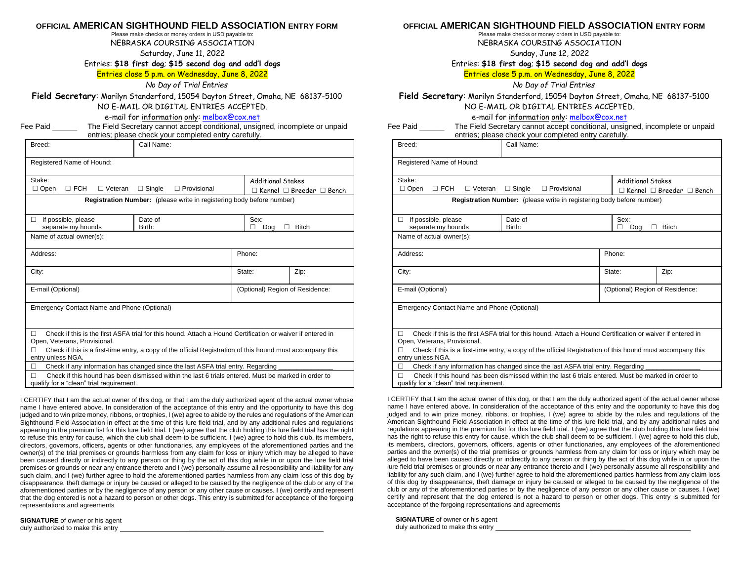# OFFICIAL AMERICAN SIGHTHOUND FIELD ASSOCIATION ENTRY FORM

Please make checks or money orders in USD payable to:

NEBRASKA COURSING ASSOCIATION

Saturday, June 11, 2022

Entries: **$18 first dog**; **$15 second dog and add'l dogs**

Entries close 5 p.m. on Wednesday, June 8, 2022

*No Day of Trial Entries*

**Field Secretary**: Marilyn Standerford, 15054 Dayton Street, Omaha, NE 68137-5100

NO E-MAIL OR DIGITAL ENTRIES ACCEPTED.

e-mail for information only: melbox@cox.net

Fee Paid ______ The Field Secretary cannot accept conditional, unsigned, incomplete or unpaid entries; please check your completed entry carefully.

| | | | |
|---|---|---|---|
| Breed: | Call Name: | | |
| Registered Name of Hound: | | | |
| Stake: ☐ Open ☐ FCH ☐ Veteran ☐ Single ☐ Provisional | | Additional Stakes ☐ Kennel ☐ Breeder ☐ Bench | |
| **Registration Number:** (please write in registering body before number) | | | |
| ☐ If possible, please separate my hounds | Date of Birth: | Sex: ☐ Dog ☐ Bitch | |
| Name of actual owner(s): | | | |
| Address: | | Phone: | |
| City: | | State: | Zip: |
| E-mail (Optional) | | (Optional) Region of Residence: | |
| Emergency Contact Name and Phone (Optional) | | | |

☐ Check if this is the first ASFA trial for this hound. Attach a Hound Certification or waiver if entered in Open, Veterans, Provisional.

☐ Check if this is a first-time entry, a copy of the official Registration of this hound must accompany this entry unless NGA.

☐ Check if any information has changed since the last ASFA trial entry. Regarding ______________

☐ Check if this hound has been dismissed within the last 6 trials entered. Must be marked in order to qualify for a "clean" trial requirement.

I CERTIFY that I am the actual owner of this dog, or that I am the duly authorized agent of the actual owner whose name I have entered above. In consideration of the acceptance of this entry and the opportunity to have this dog judged and to win prize money, ribbons, or trophies, I (we) agree to abide by the rules and regulations of the American Sighthound Field Association in effect at the time of this lure field trial, and by any additional rules and regulations appearing in the premium list for this lure field trial. I (we) agree that the club holding this lure field trial has the right to refuse this entry for cause, which the club shall deem to be sufficient. I (we) agree to hold this club, its members, directors, governors, officers, agents or other functionaries, any employees of the aforementioned parties and the owner(s) of the trial premises or grounds harmless from any claim for loss or injury which may be alleged to have been caused directly or indirectly to any person or thing by the act of this dog while in or upon the lure field trial premises or grounds or near any entrance thereto and I (we) personally assume all responsibility and liability for any such claim, and I (we) further agree to hold the aforementioned parties harmless from any claim loss of this dog by disappearance, theft damage or injury be caused or alleged to be caused by the negligence of the club or any of the aforementioned parties or by the negligence of any person or any other cause or causes. I (we) certify and represent that the dog entered is not a hazard to person or other dogs. This entry is submitted for acceptance of the forgoing representations and agreements

**SIGNATURE** of owner or his agent
duly authorized to make this entry ________________________________________

# OFFICIAL AMERICAN SIGHTHOUND FIELD ASSOCIATION ENTRY FORM

Please make checks or money orders in USD payable to:

NEBRASKA COURSING ASSOCIATION

Sunday, June 12, 2022

Entries: **$18 first dog**; **$15 second dog and add'l dogs**

Entries close 5 p.m. on Wednesday, June 8, 2022

*No Day of Trial Entries*

**Field Secretary**: Marilyn Standerford, 15054 Dayton Street, Omaha, NE 68137-5100

NO E-MAIL OR DIGITAL ENTRIES ACCEPTED.

e-mail for information only: melbox@cox.net

Fee Paid ______ The Field Secretary cannot accept conditional, unsigned, incomplete or unpaid entries; please check your completed entry carefully.

| | | | |
|---|---|---|---|
| Breed: | Call Name: | | |
| Registered Name of Hound: | | | |
| Stake: ☐ Open ☐ FCH ☐ Veteran ☐ Single ☐ Provisional | | Additional Stakes ☐ Kennel ☐ Breeder ☐ Bench | |
| **Registration Number:** (please write in registering body before number) | | | |
| ☐ If possible, please separate my hounds | Date of Birth: | Sex: ☐ Dog ☐ Bitch | |
| Name of actual owner(s): | | | |
| Address: | | Phone: | |
| City: | | State: | Zip: |
| E-mail (Optional) | | (Optional) Region of Residence: | |
| Emergency Contact Name and Phone (Optional) | | | |

☐ Check if this is the first ASFA trial for this hound. Attach a Hound Certification or waiver if entered in Open, Veterans, Provisional.

☐ Check if this is a first-time entry, a copy of the official Registration of this hound must accompany this entry unless NGA.

☐ Check if any information has changed since the last ASFA trial entry. Regarding ______________

☐ Check if this hound has been dismissed within the last 6 trials entered. Must be marked in order to qualify for a "clean" trial requirement.

I CERTIFY that I am the actual owner of this dog, or that I am the duly authorized agent of the actual owner whose name I have entered above. In consideration of the acceptance of this entry and the opportunity to have this dog judged and to win prize money, ribbons, or trophies, I (we) agree to abide by the rules and regulations of the American Sighthound Field Association in effect at the time of this lure field trial, and by any additional rules and regulations appearing in the premium list for this lure field trial. I (we) agree that the club holding this lure field trial has the right to refuse this entry for cause, which the club shall deem to be sufficient. I (we) agree to hold this club, its members, directors, governors, officers, agents or other functionaries, any employees of the aforementioned parties and the owner(s) of the trial premises or grounds harmless from any claim for loss or injury which may be alleged to have been caused directly or indirectly to any person or thing by the act of this dog while in or upon the lure field trial premises or grounds or near any entrance thereto and I (we) personally assume all responsibility and liability for any such claim, and I (we) further agree to hold the aforementioned parties harmless from any claim loss of this dog by disappearance, theft damage or injury be caused or alleged to be caused by the negligence of the club or any of the aforementioned parties or by the negligence of any person or any other cause or causes. I (we) certify and represent that the dog entered is not a hazard to person or other dogs. This entry is submitted for acceptance of the forgoing representations and agreements

**SIGNATURE** of owner or his agent
duly authorized to make this entry ________________________________________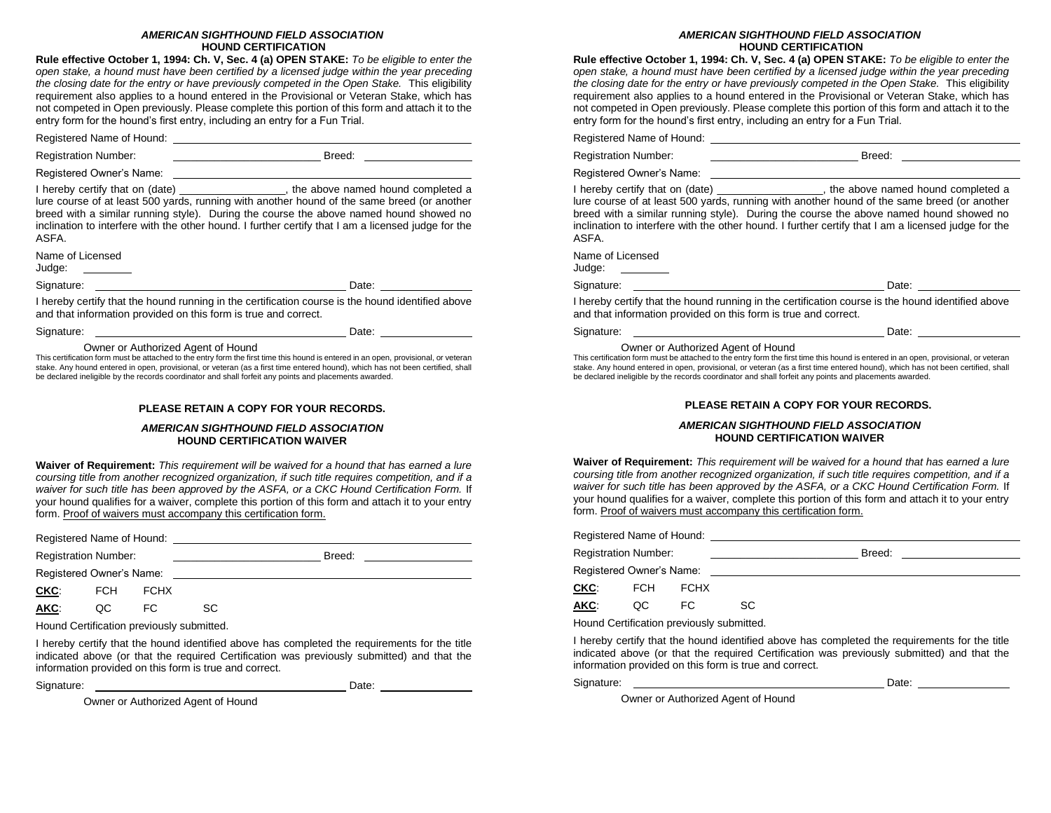***AMERICAN SIGHTHOUND FIELD ASSOCIATION***
**HOUND CERTIFICATION**

**Rule effective October 1, 1994: Ch. V, Sec. 4 (a) OPEN STAKE:** *To be eligible to enter the open stake, a hound must have been certified by a licensed judge within the year preceding the closing date for the entry or have previously competed in the Open Stake.* This eligibility requirement also applies to a hound entered in the Provisional or Veteran Stake, which has not competed in Open previously. Please complete this portion of this form and attach it to the entry form for the hound's first entry, including an entry for a Fun Trial.

Registered Name of Hound: ______________________________

Registration Number: ____________________ Breed: ____________

Registered Owner's Name: ______________________________

I hereby certify that on (date) ______________, the above named hound completed a lure course of at least 500 yards, running with another hound of the same breed (or another breed with a similar running style). During the course the above named hound showed no inclination to interfere with the other hound. I further certify that I am a licensed judge for the ASFA.

Name of Licensed Judge: ________

Signature: ______________________________ Date: ____________

I hereby certify that the hound running in the certification course is the hound identified above and that information provided on this form is true and correct.

Signature: ______________________________ Date: ____________

Owner or Authorized Agent of Hound

This certification form must be attached to the entry form the first time this hound is entered in an open, provisional, or veteran stake. Any hound entered in open, provisional, or veteran (as a first time entered hound), which has not been certified, shall be declared ineligible by the records coordinator and shall forfeit any points and placements awarded.

**PLEASE RETAIN A COPY FOR YOUR RECORDS.**

***AMERICAN SIGHTHOUND FIELD ASSOCIATION***
**HOUND CERTIFICATION WAIVER**

**Waiver of Requirement:** *This requirement will be waived for a hound that has earned a lure coursing title from another recognized organization, if such title requires competition, and if a waiver for such title has been approved by the ASFA, or a CKC Hound Certification Form.* If your hound qualifies for a waiver, complete this portion of this form and attach it to your entry form. Proof of waivers must accompany this certification form.

Registered Name of Hound: ______________________________

Registration Number: ____________________ Breed: ____________

Registered Owner's Name: ______________________________

**CKC**: FCH FCHX

**AKC**: QC FC SC

Hound Certification previously submitted.

I hereby certify that the hound identified above has completed the requirements for the title indicated above (or that the required Certification was previously submitted) and that the information provided on this form is true and correct.

Signature: ______________________________ Date: ____________

Owner or Authorized Agent of Hound

***AMERICAN SIGHTHOUND FIELD ASSOCIATION***
**HOUND CERTIFICATION**

**Rule effective October 1, 1994: Ch. V, Sec. 4 (a) OPEN STAKE:** *To be eligible to enter the open stake, a hound must have been certified by a licensed judge within the year preceding the closing date for the entry or have previously competed in the Open Stake.* This eligibility requirement also applies to a hound entered in the Provisional or Veteran Stake, which has not competed in Open previously. Please complete this portion of this form and attach it to the entry form for the hound's first entry, including an entry for a Fun Trial.

Registered Name of Hound: ______________________________

Registration Number: ____________________ Breed: ____________

Registered Owner's Name: ______________________________

I hereby certify that on (date) ______________, the above named hound completed a lure course of at least 500 yards, running with another hound of the same breed (or another breed with a similar running style). During the course the above named hound showed no inclination to interfere with the other hound. I further certify that I am a licensed judge for the ASFA.

Name of Licensed Judge: ________

Signature: ______________________________ Date: ____________

I hereby certify that the hound running in the certification course is the hound identified above and that information provided on this form is true and correct.

Signature: ______________________________ Date: ____________

Owner or Authorized Agent of Hound

This certification form must be attached to the entry form the first time this hound is entered in an open, provisional, or veteran stake. Any hound entered in open, provisional, or veteran (as a first time entered hound), which has not been certified, shall be declared ineligible by the records coordinator and shall forfeit any points and placements awarded.

**PLEASE RETAIN A COPY FOR YOUR RECORDS.**

***AMERICAN SIGHTHOUND FIELD ASSOCIATION***
**HOUND CERTIFICATION WAIVER**

**Waiver of Requirement:** *This requirement will be waived for a hound that has earned a lure coursing title from another recognized organization, if such title requires competition, and if a waiver for such title has been approved by the ASFA, or a CKC Hound Certification Form.* If your hound qualifies for a waiver, complete this portion of this form and attach it to your entry form. Proof of waivers must accompany this certification form.

Registered Name of Hound: ______________________________

Registration Number: ____________________ Breed: ____________

Registered Owner's Name: ______________________________

**CKC**: FCH FCHX

**AKC**: QC FC SC

Hound Certification previously submitted.

I hereby certify that the hound identified above has completed the requirements for the title indicated above (or that the required Certification was previously submitted) and that the information provided on this form is true and correct.

Signature: ______________________________ Date: ____________

Owner or Authorized Agent of Hound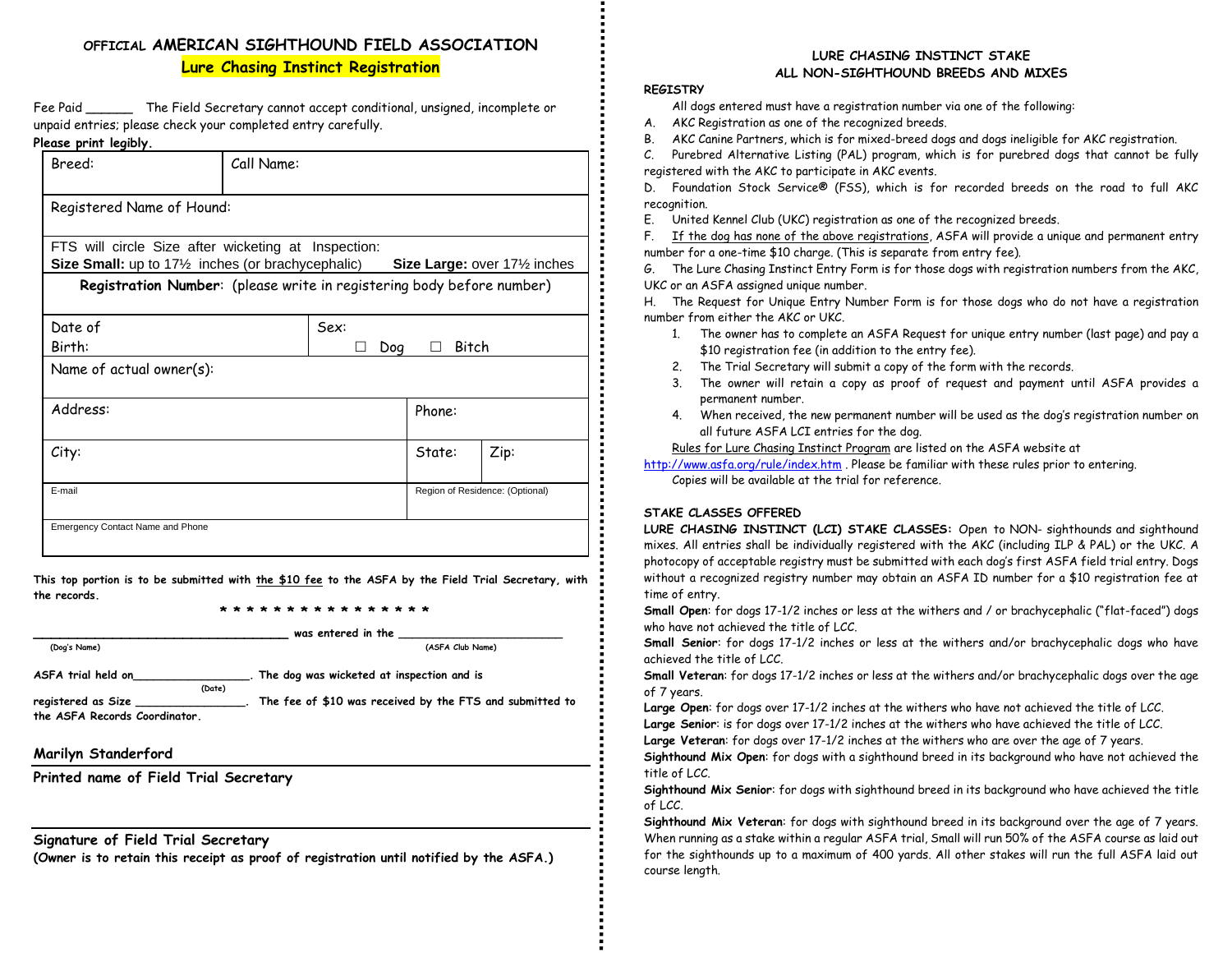# OFFICIAL AMERICAN SIGHTHOUND FIELD ASSOCIATION

## Lure Chasing Instinct Registration

Fee Paid ______ The Field Secretary cannot accept conditional, unsigned, incomplete or unpaid entries; please check your completed entry carefully.

**Please print legibly.**

| Breed: | Call Name: | | |
|---|---|---|---|
| Registered Name of Hound: | | | |
| FTS will circle Size after wicketing at Inspection: **Size Small:** up to 17½ inches (or brachycephalic) **Size Large:** over 17½ inches | | | |
| **Registration Number**: (please write in registering body before number) | | | |
| Date of Birth: | Sex: ☐ Dog ☐ Bitch | | |
| Name of actual owner(s): | | | |
| Address: | | Phone: | |
| City: | | State: | Zip: |
| E-mail | | Region of Residence: (Optional) | |
| Emergency Contact Name and Phone | | | |

**This top portion is to be submitted with the $10 fee to the ASFA by the Field Trial Secretary, with the records.**

\* \* \* \* \* \* \* \* \* \* \* \* \* \* \* \*

____________________________________ was entered in the _______________________
(Dog's Name) (ASFA Club Name)

**ASFA trial held on_________________. The dog was wicketed at inspection and is**
(Date)
**registered as Size ________________. The fee of $10 was received by the FTS and submitted to the ASFA Records Coordinator.**

**Marilyn Standerford**

**Printed name of Field Trial Secretary**

**Signature of Field Trial Secretary**

**(Owner is to retain this receipt as proof of registration until notified by the ASFA.)**

## LURE CHASING INSTINCT STAKE
## ALL NON-SIGHTHOUND BREEDS AND MIXES

**REGISTRY**

All dogs entered must have a registration number via one of the following:

A. AKC Registration as one of the recognized breeds.

B. AKC Canine Partners, which is for mixed-breed dogs and dogs ineligible for AKC registration.

C. Purebred Alternative Listing (PAL) program, which is for purebred dogs that cannot be fully registered with the AKC to participate in AKC events.

D. Foundation Stock Service® (FSS), which is for recorded breeds on the road to full AKC recognition.

E. United Kennel Club (UKC) registration as one of the recognized breeds.

F. If the dog has none of the above registrations, ASFA will provide a unique and permanent entry number for a one-time $10 charge. (This is separate from entry fee).

G. The Lure Chasing Instinct Entry Form is for those dogs with registration numbers from the AKC, UKC or an ASFA assigned unique number.

H. The Request for Unique Entry Number Form is for those dogs who do not have a registration number from either the AKC or UKC.

1. The owner has to complete an ASFA Request for unique entry number (last page) and pay a $10 registration fee (in addition to the entry fee).
2. The Trial Secretary will submit a copy of the form with the records.
3. The owner will retain a copy as proof of request and payment until ASFA provides a permanent number.
4. When received, the new permanent number will be used as the dog's registration number on all future ASFA LCI entries for the dog.

Rules for Lure Chasing Instinct Program are listed on the ASFA website at http://www.asfa.org/rule/index.htm . Please be familiar with these rules prior to entering. Copies will be available at the trial for reference.

**STAKE CLASSES OFFERED**

**LURE CHASING INSTINCT (LCI) STAKE CLASSES:** Open to NON- sighthounds and sighthound mixes. All entries shall be individually registered with the AKC (including ILP & PAL) or the UKC. A photocopy of acceptable registry must be submitted with each dog's first ASFA field trial entry. Dogs without a recognized registry number may obtain an ASFA ID number for a $10 registration fee at time of entry.

**Small Open**: for dogs 17-1/2 inches or less at the withers and / or brachycephalic ("flat-faced") dogs who have not achieved the title of LCC.

**Small Senior**: for dogs 17-1/2 inches or less at the withers and/or brachycephalic dogs who have achieved the title of LCC.

**Small Veteran**: for dogs 17-1/2 inches or less at the withers and/or brachycephalic dogs over the age of 7 years.

**Large Open**: for dogs over 17-1/2 inches at the withers who have not achieved the title of LCC.

**Large Senior**: is for dogs over 17-1/2 inches at the withers who have achieved the title of LCC.

**Large Veteran**: for dogs over 17-1/2 inches at the withers who are over the age of 7 years.

**Sighthound Mix Open**: for dogs with a sighthound breed in its background who have not achieved the title of LCC.

**Sighthound Mix Senior**: for dogs with sighthound breed in its background who have achieved the title of LCC.

**Sighthound Mix Veteran**: for dogs with sighthound breed in its background over the age of 7 years. When running as a stake within a regular ASFA trial, Small will run 50% of the ASFA course as laid out for the sighthounds up to a maximum of 400 yards. All other stakes will run the full ASFA laid out course length.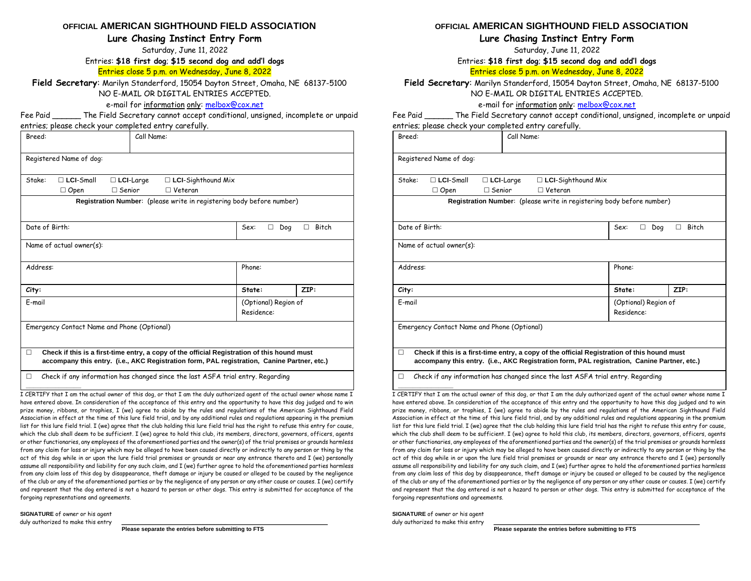OFFICIAL **AMERICAN SIGHTHOUND FIELD ASSOCIATION**

**Lure Chasing Instinct Entry Form**

Saturday, June 11, 2022

Entries: **$18 first dog**; **$15 second dog and add'l dogs**

Entries close 5 p.m. on Wednesday, June 8, 2022

**Field Secretary**: Marilyn Standerford, 15054 Dayton Street, Omaha, NE 68137-5100

NO E-MAIL OR DIGITAL ENTRIES ACCEPTED.

e-mail for information only: melbox@cox.net

Fee Paid ______ The Field Secretary cannot accept conditional, unsigned, incomplete or unpaid entries; please check your completed entry carefully.

| | | |
|---|---|---|
| Breed: | Call Name: | |
| Registered Name of dog: | | |
| Stake: ☐ **LCI**-Small ☐ **LCI**-Large ☐ **LCI**-Sighthound Mix ☐ Open ☐ Senior ☐ Veteran | | |
| **Registration Number**: (please write in registering body before number) | | |
| Date of Birth: | Sex: ☐ Dog ☐ Bitch | |
| Name of actual owner(s): | | |
| Address: | Phone: | |
| **City:** | **State:** | **ZIP:** |
| E-mail | (Optional) Region of Residence: | |
| Emergency Contact Name and Phone (Optional) | | |
| ☐ **Check if this is a first-time entry, a copy of the official Registration of this hound must accompany this entry. (i.e., AKC Registration form, PAL registration, Canine Partner, etc.)** | | |
| ☐ Check if any information has changed since the last ASFA trial entry. Regarding ____________ | | |

I CERTIFY that I am the actual owner of this dog, or that I am the duly authorized agent of the actual owner whose name I have entered above. In consideration of the acceptance of this entry and the opportunity to have this dog judged and to win prize money, ribbons, or trophies, I (we) agree to abide by the rules and regulations of the American Sighthound Field Association in effect at the time of this lure field trial, and by any additional rules and regulations appearing in the premium list for this lure field trial. I (we) agree that the club holding this lure field trial has the right to refuse this entry for cause, which the club shall deem to be sufficient. I (we) agree to hold this club, its members, directors, governors, officers, agents or other functionaries, any employees of the aforementioned parties and the owner(s) of the trial premises or grounds harmless from any claim for loss or injury which may be alleged to have been caused directly or indirectly to any person or thing by the act of this dog while in or upon the lure field trial premises or grounds or near any entrance thereto and I (we) personally assume all responsibility and liability for any such claim, and I (we) further agree to hold the aforementioned parties harmless from any claim loss of this dog by disappearance, theft damage or injury be caused or alleged to be caused by the negligence of the club or any of the aforementioned parties or by the negligence of any person or any other cause or causes. I (we) certify and represent that the dog entered is not a hazard to person or other dogs. This entry is submitted for acceptance of the forgoing representations and agreements.

**SIGNATURE** of owner or his agent duly authorized to make this entry ______________________________________________

**Please separate the entries before submitting to FTS**

OFFICIAL **AMERICAN SIGHTHOUND FIELD ASSOCIATION**

**Lure Chasing Instinct Entry Form**

Saturday, June 11, 2022

Entries: **$18 first dog**; **$15 second dog and add'l dogs**

Entries close 5 p.m. on Wednesday, June 8, 2022

**Field Secretary**: Marilyn Standerford, 15054 Dayton Street, Omaha, NE 68137-5100

NO E-MAIL OR DIGITAL ENTRIES ACCEPTED.

e-mail for information only: melbox@cox.net

Fee Paid ______ The Field Secretary cannot accept conditional, unsigned, incomplete or unpaid entries; please check your completed entry carefully.

| | | |
|---|---|---|
| Breed: | Call Name: | |
| Registered Name of dog: | | |
| Stake: ☐ **LCI**-Small ☐ **LCI**-Large ☐ **LCI**-Sighthound Mix ☐ Open ☐ Senior ☐ Veteran | | |
| **Registration Number**: (please write in registering body before number) | | |
| Date of Birth: | Sex: ☐ Dog ☐ Bitch | |
| Name of actual owner(s): | | |
| Address: | Phone: | |
| **City:** | **State:** | **ZIP:** |
| E-mail | (Optional) Region of Residence: | |
| Emergency Contact Name and Phone (Optional) | | |
| ☐ **Check if this is a first-time entry, a copy of the official Registration of this hound must accompany this entry. (i.e., AKC Registration form, PAL registration, Canine Partner, etc.)** | | |
| ☐ Check if any information has changed since the last ASFA trial entry. Regarding ____________ | | |

I CERTIFY that I am the actual owner of this dog, or that I am the duly authorized agent of the actual owner whose name I have entered above. In consideration of the acceptance of this entry and the opportunity to have this dog judged and to win prize money, ribbons, or trophies, I (we) agree to abide by the rules and regulations of the American Sighthound Field Association in effect at the time of this lure field trial, and by any additional rules and regulations appearing in the premium list for this lure field trial. I (we) agree that the club holding this lure field trial has the right to refuse this entry for cause, which the club shall deem to be sufficient. I (we) agree to hold this club, its members, directors, governors, officers, agents or other functionaries, any employees of the aforementioned parties and the owner(s) of the trial premises or grounds harmless from any claim for loss or injury which may be alleged to have been caused directly or indirectly to any person or thing by the act of this dog while in or upon the lure field trial premises or grounds or near any entrance thereto and I (we) personally assume all responsibility and liability for any such claim, and I (we) further agree to hold the aforementioned parties harmless from any claim loss of this dog by disappearance, theft damage or injury be caused or alleged to be caused by the negligence of the club or any of the aforementioned parties or by the negligence of any person or any other cause or causes. I (we) certify and represent that the dog entered is not a hazard to person or other dogs. This entry is submitted for acceptance of the forgoing representations and agreements.

**SIGNATURE** of owner or his agent duly authorized to make this entry ______________________________________________

**Please separate the entries before submitting to FTS**